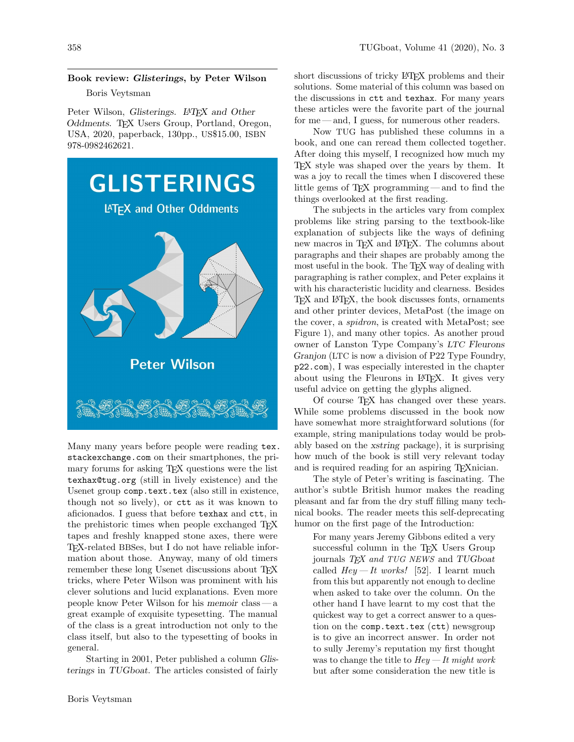## Book review: *Glisterings*, by Peter Wilson

Boris Veytsman

Peter Wilson, *Glisterings. LaTeX and Other Oddments*. TeX Users Group, Portland, Oregon, USA, 2020, paperback, 130pp., US$15.00, ISBN 978-0982462621.

Many many years before people were reading `tex.stackexchange.com` on their smartphones, the primary forums for asking TeX questions were the list `texhax@tug.org` (still in lively existence) and the Usenet group `comp.text.tex` (also still in existence, though not so lively), or `ctt` as it was known to aficionados. I guess that before `texhax` and `ctt`, in the prehistoric times when people exchanged TeX tapes and freshly knapped stone axes, there were TeX-related BBSes, but I do not have reliable information about those. Anyway, many of old timers remember these long Usenet discussions about TeX tricks, where Peter Wilson was prominent with his clever solutions and lucid explanations. Even more people know Peter Wilson for his *memoir* class — a great example of exquisite typesetting. The manual of the class is a great introduction not only to the class itself, but also to the typesetting of books in general.

Starting in 2001, Peter published a column *Glisterings* in *TUGboat*. The articles consisted of fairly short discussions of tricky LaTeX problems and their solutions. Some material of this column was based on the discussions in `ctt` and `texhax`. For many years these articles were the favorite part of the journal for me — and, I guess, for numerous other readers.

Now TUG has published these columns in a book, and one can reread them collected together. After doing this myself, I recognized how much my TeX style was shaped over the years by them. It was a joy to recall the times when I discovered these little gems of TeX programming — and to find the things overlooked at the first reading.

The subjects in the articles vary from complex problems like string parsing to the textbook-like explanation of subjects like the ways of defining new macros in TeX and LaTeX. The columns about paragraphs and their shapes are probably among the most useful in the book. The TeX way of dealing with paragraphing is rather complex, and Peter explains it with his characteristic lucidity and clearness. Besides TeX and LaTeX, the book discusses fonts, ornaments and other printer devices, MetaPost (the image on the cover, a *spidron*, is created with MetaPost; see Figure 1), and many other topics. As another proud owner of Lanston Type Company's *LTC Fleurons Granjon* (LTC is now a division of P22 Type Foundry, `p22.com`), I was especially interested in the chapter about using the Fleurons in LaTeX. It gives very useful advice on getting the glyphs aligned.

Of course TeX has changed over these years. While some problems discussed in the book now have somewhat more straightforward solutions (for example, string manipulations today would be probably based on the *xstring* package), it is surprising how much of the book is still very relevant today and is required reading for an aspiring TeXnician.

The style of Peter's writing is fascinating. The author's subtle British humor makes the reading pleasant and far from the dry stuff filling many technical books. The reader meets this self-deprecating humor on the first page of the Introduction:

> For many years Jeremy Gibbons edited a very successful column in the TeX Users Group journals *TeX and TUG NEWS* and *TUGboat* called *Hey — It works!* [52]. I learnt much from this but apparently not enough to decline when asked to take over the column. On the other hand I have learnt to my cost that the quickest way to get a correct answer to a question on the `comp.text.tex` (`ctt`) newsgroup is to give an incorrect answer. In order not to sully Jeremy's reputation my first thought was to change the title to *Hey — It might work* but after some consideration the new title is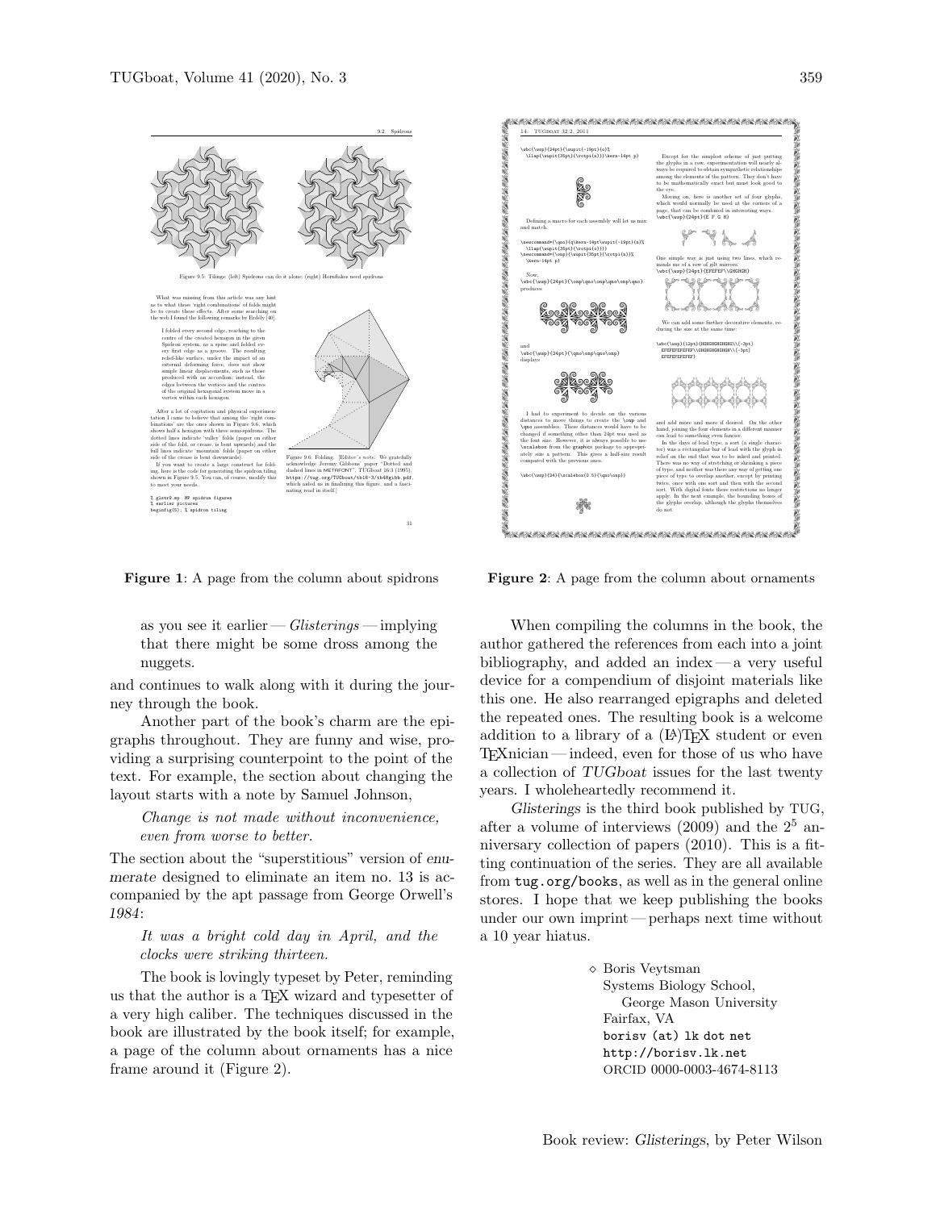**Figure 1**: A page from the column about spidrons

**Figure 2**: A page from the column about ornaments

> as you see it earlier — *Glisterings* — implying that there might be some dross among the nuggets.

and continues to walk along with it during the journey through the book.

Another part of the book's charm are the epigraphs throughout. They are funny and wise, providing a surprising counterpoint to the point of the text. For example, the section about changing the layout starts with a note by Samuel Johnson,

> *Change is not made without inconvenience, even from worse to better.*

The section about the "superstitious" version of *enumerate* designed to eliminate an item no. 13 is accompanied by the apt passage from George Orwell's *1984*:

> *It was a bright cold day in April, and the clocks were striking thirteen.*

The book is lovingly typeset by Peter, reminding us that the author is a TeX wizard and typesetter of a very high caliber. The techniques discussed in the book are illustrated by the book itself; for example, a page of the column about ornaments has a nice frame around it (Figure 2).

When compiling the columns in the book, the author gathered the references from each into a joint bibliography, and added an index — a very useful device for a compendium of disjoint materials like this one. He also rearranged epigraphs and deleted the repeated ones. The resulting book is a welcome addition to a library of a (LA)TeX student or even TeXnician — indeed, even for those of us who have a collection of *TUGboat* issues for the last twenty years. I wholeheartedly recommend it.

*Glisterings* is the third book published by TUG, after a volume of interviews (2009) and the $2^5$ anniversary collection of papers (2010). This is a fitting continuation of the series. They are all available from tug.org/books, as well as in the general online stores. I hope that we keep publishing the books under our own imprint — perhaps next time without a 10 year hiatus.

◇ Boris Veytsman
Systems Biology School,
George Mason University
Fairfax, VA
borisv (at) lk dot net
http://borisv.lk.net
ORCID 0000-0003-4674-8113